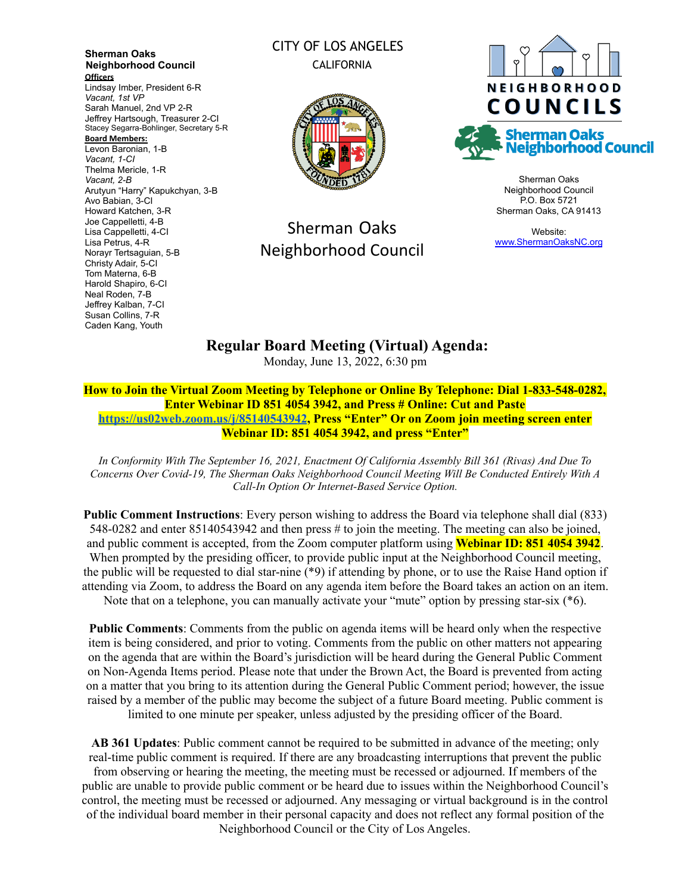**Sherman Oaks Neighborhood Council**

**Officers**

Lindsay Imber, President 6-R
*Vacant, 1st VP*
Sarah Manuel, 2nd VP 2-R
Jeffrey Hartsough, Treasurer 2-CI
Stacey Segarra-Bohlinger, Secretary 5-R

**Board Members:**

Levon Baronian, 1-B
*Vacant, 1-CI*
Thelma Mericle, 1-R
*Vacant, 2-B*
Arutyun "Harry" Kapukchyan, 3-B
Avo Babian, 3-CI
Howard Katchen, 3-R
Joe Cappelletti, 4-B
Lisa Cappelletti, 4-CI
Lisa Petrus, 4-R
Norayr Tertsaguian, 5-B
Christy Adair, 5-CI
Tom Materna, 6-B
Harold Shapiro, 6-CI
Neal Roden, 7-B
Jeffrey Kalban, 7-CI
Susan Collins, 7-R
Caden Kang, Youth

CITY OF LOS ANGELES
CALIFORNIA

Sherman Oaks Neighborhood Council

NEIGHBORHOOD COUNCILS
Sherman Oaks Neighborhood Council

Sherman Oaks Neighborhood Council
P.O. Box 5721
Sherman Oaks, CA 91413

Website:
www.ShermanOaksNC.org

# Regular Board Meeting (Virtual) Agenda:

Monday, June 13, 2022, 6:30 pm

**How to Join the Virtual Zoom Meeting by Telephone or Online By Telephone: Dial 1-833-548-0282, Enter Webinar ID 851 4054 3942, and Press # Online: Cut and Paste https://us02web.zoom.us/j/85140543942, Press "Enter" Or on Zoom join meeting screen enter Webinar ID: 851 4054 3942, and press "Enter"**

*In Conformity With The September 16, 2021, Enactment Of California Assembly Bill 361 (Rivas) And Due To Concerns Over Covid-19, The Sherman Oaks Neighborhood Council Meeting Will Be Conducted Entirely With A Call-In Option Or Internet-Based Service Option.*

**Public Comment Instructions**: Every person wishing to address the Board via telephone shall dial (833) 548-0282 and enter 85140543942 and then press # to join the meeting. The meeting can also be joined, and public comment is accepted, from the Zoom computer platform using **Webinar ID: 851 4054 3942**. When prompted by the presiding officer, to provide public input at the Neighborhood Council meeting, the public will be requested to dial star-nine (*9) if attending by phone, or to use the Raise Hand option if attending via Zoom, to address the Board on any agenda item before the Board takes an action on an item. Note that on a telephone, you can manually activate your "mute" option by pressing star-six (*6).

**Public Comments**: Comments from the public on agenda items will be heard only when the respective item is being considered, and prior to voting. Comments from the public on other matters not appearing on the agenda that are within the Board's jurisdiction will be heard during the General Public Comment on Non-Agenda Items period. Please note that under the Brown Act, the Board is prevented from acting on a matter that you bring to its attention during the General Public Comment period; however, the issue raised by a member of the public may become the subject of a future Board meeting. Public comment is limited to one minute per speaker, unless adjusted by the presiding officer of the Board.

**AB 361 Updates**: Public comment cannot be required to be submitted in advance of the meeting; only real-time public comment is required. If there are any broadcasting interruptions that prevent the public from observing or hearing the meeting, the meeting must be recessed or adjourned. If members of the public are unable to provide public comment or be heard due to issues within the Neighborhood Council's control, the meeting must be recessed or adjourned. Any messaging or virtual background is in the control of the individual board member in their personal capacity and does not reflect any formal position of the Neighborhood Council or the City of Los Angeles.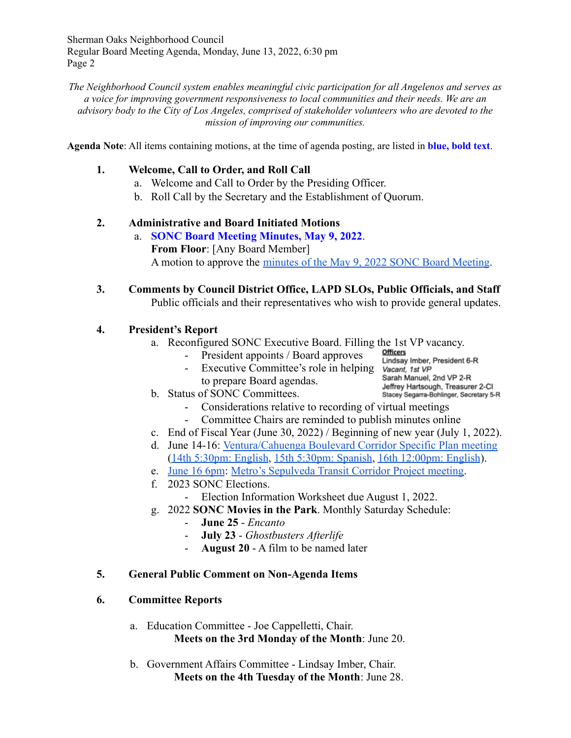*The Neighborhood Council system enables meaningful civic participation for all Angelenos and serves as a voice for improving government responsiveness to local communities and their needs. We are an advisory body to the City of Los Angeles, comprised of stakeholder volunteers who are devoted to the mission of improving our communities.*

**Agenda Note**: All items containing motions, at the time of agenda posting, are listed in **blue, bold text**.

1. **Welcome, Call to Order, and Roll Call**
   a. Welcome and Call to Order by the Presiding Officer.
   b. Roll Call by the Secretary and the Establishment of Quorum.

2. **Administrative and Board Initiated Motions**
   a. **SONC Board Meeting Minutes, May 9, 2022**.
   **From Floor**: [Any Board Member]
   A motion to approve the minutes of the May 9, 2022 SONC Board Meeting.

3. **Comments by Council District Office, LAPD SLOs, Public Officials, and Staff**
   Public officials and their representatives who wish to provide general updates.

4. **President's Report**
   a. Reconfigured SONC Executive Board. Filling the 1st VP vacancy.
      - President appoints / Board approves
      - Executive Committee's role in helping to prepare Board agendas.

   **Officers**
   Lindsay Imber, President 6-R
   *Vacant, 1st VP*
   Sarah Manuel, 2nd VP 2-R
   Jeffrey Hartsough, Treasurer 2-CI
   Stacey Segarra-Bohlinger, Secretary 5-R

   b. Status of SONC Committees.
      - Considerations relative to recording of virtual meetings
      - Committee Chairs are reminded to publish minutes online
   c. End of Fiscal Year (June 30, 2022) / Beginning of new year (July 1, 2022).
   d. June 14-16: Ventura/Cahuenga Boulevard Corridor Specific Plan meeting (14th 5:30pm: English, 15th 5:30pm: Spanish, 16th 12:00pm: English).
   e. June 16 6pm: Metro's Sepulveda Transit Corridor Project meeting.
   f. 2023 SONC Elections.
      - Election Information Worksheet due August 1, 2022.
   g. 2022 **SONC Movies in the Park**. Monthly Saturday Schedule:
      - **June 25** - *Encanto*
      - **July 23** - *Ghostbusters Afterlife*
      - **August 20** - A film to be named later

5. **General Public Comment on Non-Agenda Items**

6. **Committee Reports**

   a. Education Committee - Joe Cappelletti, Chair.
   **Meets on the 3rd Monday of the Month**: June 20.

   b. Government Affairs Committee - Lindsay Imber, Chair.
   **Meets on the 4th Tuesday of the Month**: June 28.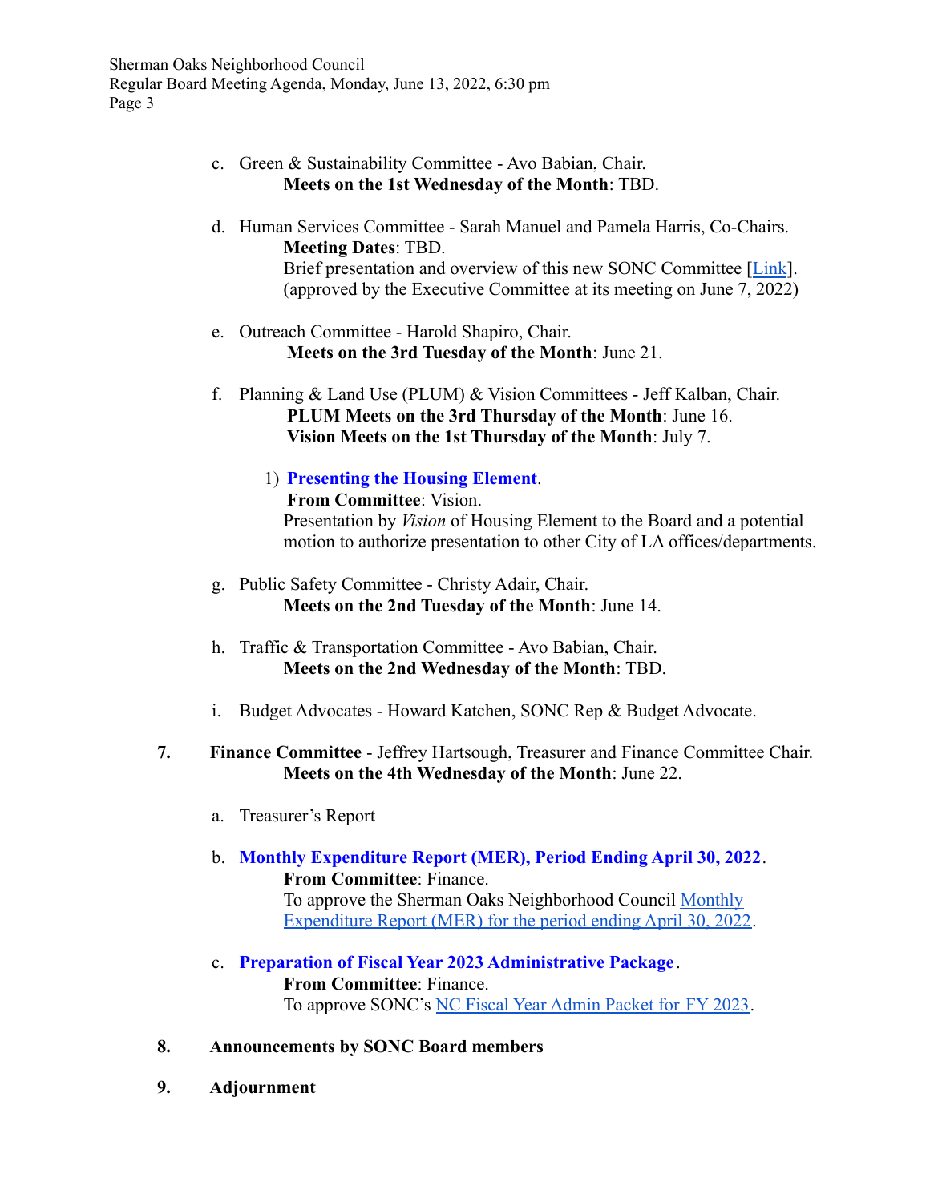c. Green & Sustainability Committee - Avo Babian, Chair.
   **Meets on the 1st Wednesday of the Month**: TBD.

d. Human Services Committee - Sarah Manuel and Pamela Harris, Co-Chairs.
   **Meeting Dates**: TBD.
   Brief presentation and overview of this new SONC Committee [Link].
   (approved by the Executive Committee at its meeting on June 7, 2022)

e. Outreach Committee - Harold Shapiro, Chair.
   **Meets on the 3rd Tuesday of the Month**: June 21.

f. Planning & Land Use (PLUM) & Vision Committees - Jeff Kalban, Chair.
   **PLUM Meets on the 3rd Thursday of the Month**: June 16.
   **Vision Meets on the 1st Thursday of the Month**: July 7.

   1) **Presenting the Housing Element**.
      **From Committee**: Vision.
      Presentation by *Vision* of Housing Element to the Board and a potential motion to authorize presentation to other City of LA offices/departments.

g. Public Safety Committee - Christy Adair, Chair.
   **Meets on the 2nd Tuesday of the Month**: June 14.

h. Traffic & Transportation Committee - Avo Babian, Chair.
   **Meets on the 2nd Wednesday of the Month**: TBD.

i. Budget Advocates - Howard Katchen, SONC Rep & Budget Advocate.

**7. Finance Committee** - Jeffrey Hartsough, Treasurer and Finance Committee Chair.
   **Meets on the 4th Wednesday of the Month**: June 22.

a. Treasurer's Report

b. **Monthly Expenditure Report (MER), Period Ending April 30, 2022**.
   **From Committee**: Finance.
   To approve the Sherman Oaks Neighborhood Council Monthly Expenditure Report (MER) for the period ending April 30, 2022.

c. **Preparation of Fiscal Year 2023 Administrative Package**.
   **From Committee**: Finance.
   To approve SONC's NC Fiscal Year Admin Packet for FY 2023.

**8. Announcements by SONC Board members**

**9. Adjournment**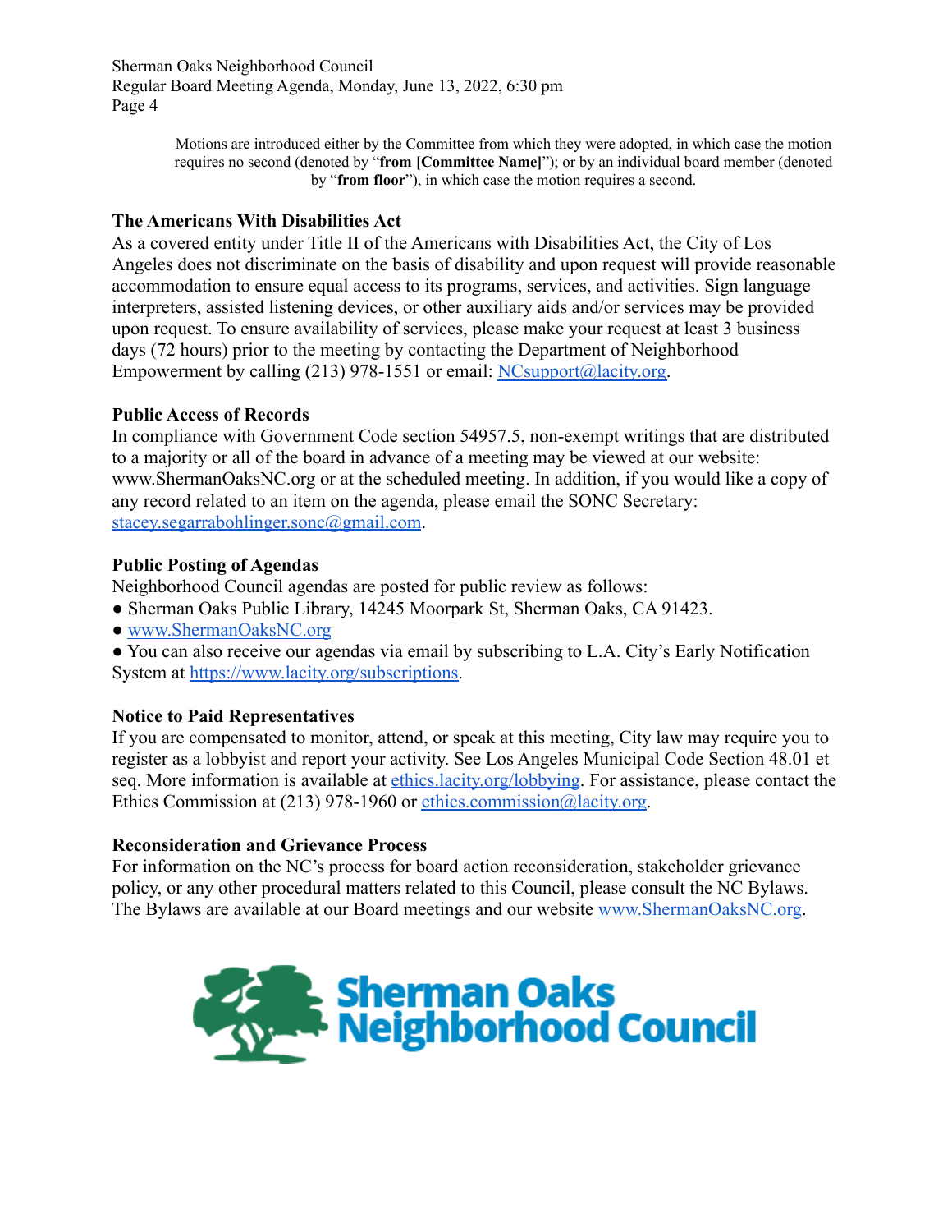Motions are introduced either by the Committee from which they were adopted, in which case the motion requires no second (denoted by "**from [Committee Name]**"); or by an individual board member (denoted by "**from floor**"), in which case the motion requires a second.

### The Americans With Disabilities Act

As a covered entity under Title II of the Americans with Disabilities Act, the City of Los Angeles does not discriminate on the basis of disability and upon request will provide reasonable accommodation to ensure equal access to its programs, services, and activities. Sign language interpreters, assisted listening devices, or other auxiliary aids and/or services may be provided upon request. To ensure availability of services, please make your request at least 3 business days (72 hours) prior to the meeting by contacting the Department of Neighborhood Empowerment by calling (213) 978-1551 or email: NCsupport@lacity.org.

### Public Access of Records

In compliance with Government Code section 54957.5, non-exempt writings that are distributed to a majority or all of the board in advance of a meeting may be viewed at our website: www.ShermanOaksNC.org or at the scheduled meeting. In addition, if you would like a copy of any record related to an item on the agenda, please email the SONC Secretary: stacey.segarrabohlinger.sonc@gmail.com.

### Public Posting of Agendas

Neighborhood Council agendas are posted for public review as follows:

- Sherman Oaks Public Library, 14245 Moorpark St, Sherman Oaks, CA 91423.
- www.ShermanOaksNC.org
- You can also receive our agendas via email by subscribing to L.A. City's Early Notification System at https://www.lacity.org/subscriptions.

### Notice to Paid Representatives

If you are compensated to monitor, attend, or speak at this meeting, City law may require you to register as a lobbyist and report your activity. See Los Angeles Municipal Code Section 48.01 et seq. More information is available at ethics.lacity.org/lobbying. For assistance, please contact the Ethics Commission at (213) 978-1960 or ethics.commission@lacity.org.

### Reconsideration and Grievance Process

For information on the NC's process for board action reconsideration, stakeholder grievance policy, or any other procedural matters related to this Council, please consult the NC Bylaws. The Bylaws are available at our Board meetings and our website www.ShermanOaksNC.org.

Sherman Oaks Neighborhood Council